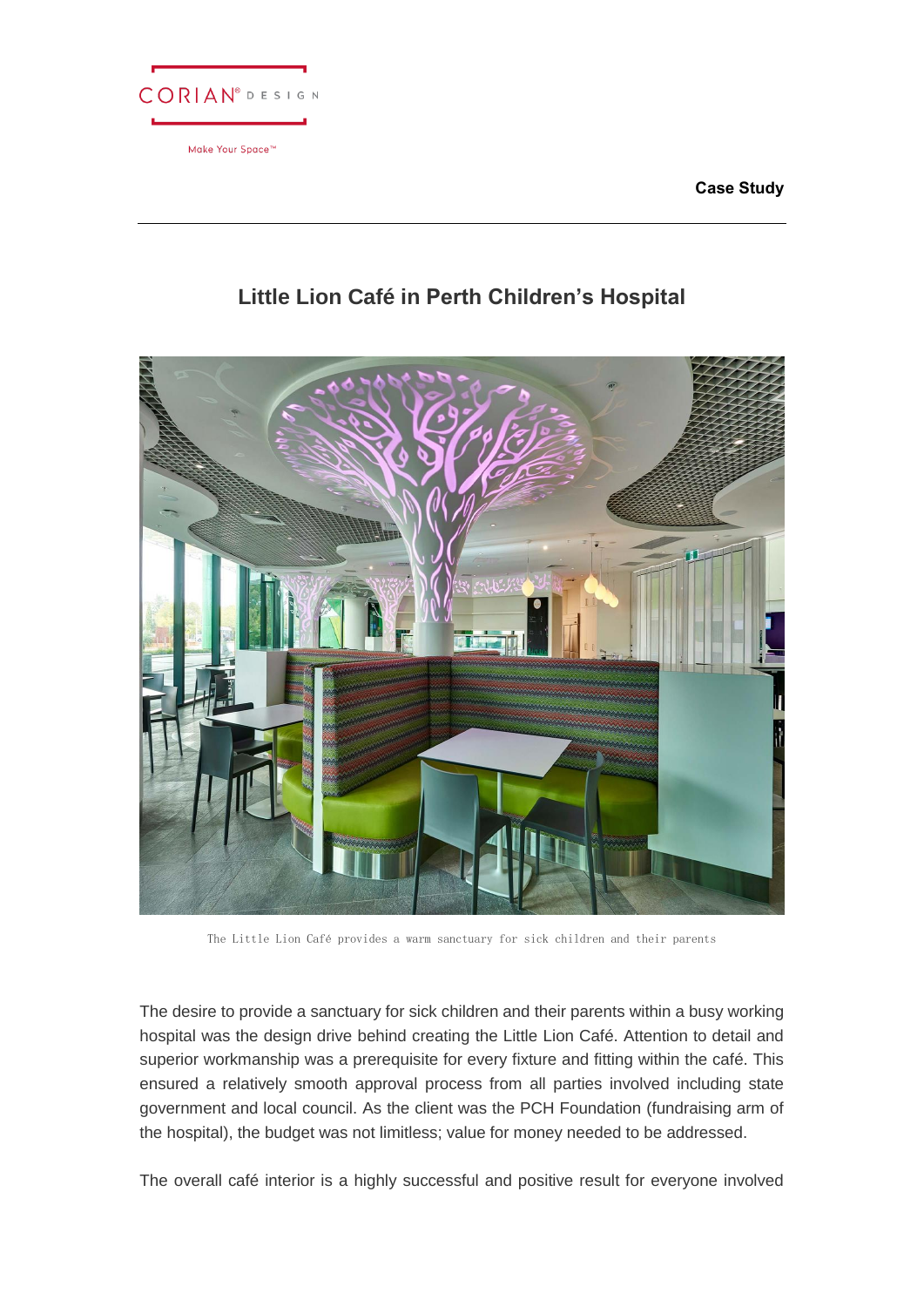CORIAN® DESIGN

Make Your Space™

**Case Study**

# Little Lion Café in Perth Children's Hospital

The Little Lion Café provides a warm sanctuary for sick children and their parents

The desire to provide a sanctuary for sick children and their parents within a busy working hospital was the design drive behind creating the Little Lion Café. Attention to detail and superior workmanship was a prerequisite for every fixture and fitting within the café. This ensured a relatively smooth approval process from all parties involved including state government and local council. As the client was the PCH Foundation (fundraising arm of the hospital), the budget was not limitless; value for money needed to be addressed.

The overall café interior is a highly successful and positive result for everyone involved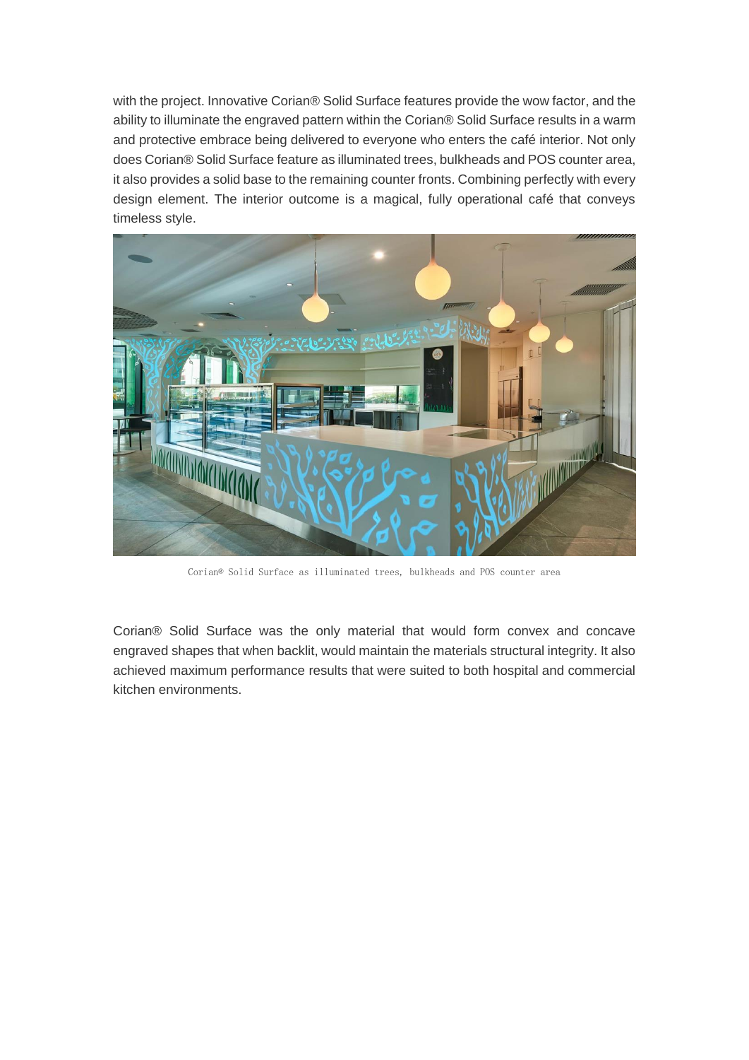with the project. Innovative Corian® Solid Surface features provide the wow factor, and the ability to illuminate the engraved pattern within the Corian® Solid Surface results in a warm and protective embrace being delivered to everyone who enters the café interior. Not only does Corian® Solid Surface feature as illuminated trees, bulkheads and POS counter area, it also provides a solid base to the remaining counter fronts. Combining perfectly with every design element. The interior outcome is a magical, fully operational café that conveys timeless style.

Corian® Solid Surface as illuminated trees, bulkheads and POS counter area

Corian® Solid Surface was the only material that would form convex and concave engraved shapes that when backlit, would maintain the materials structural integrity. It also achieved maximum performance results that were suited to both hospital and commercial kitchen environments.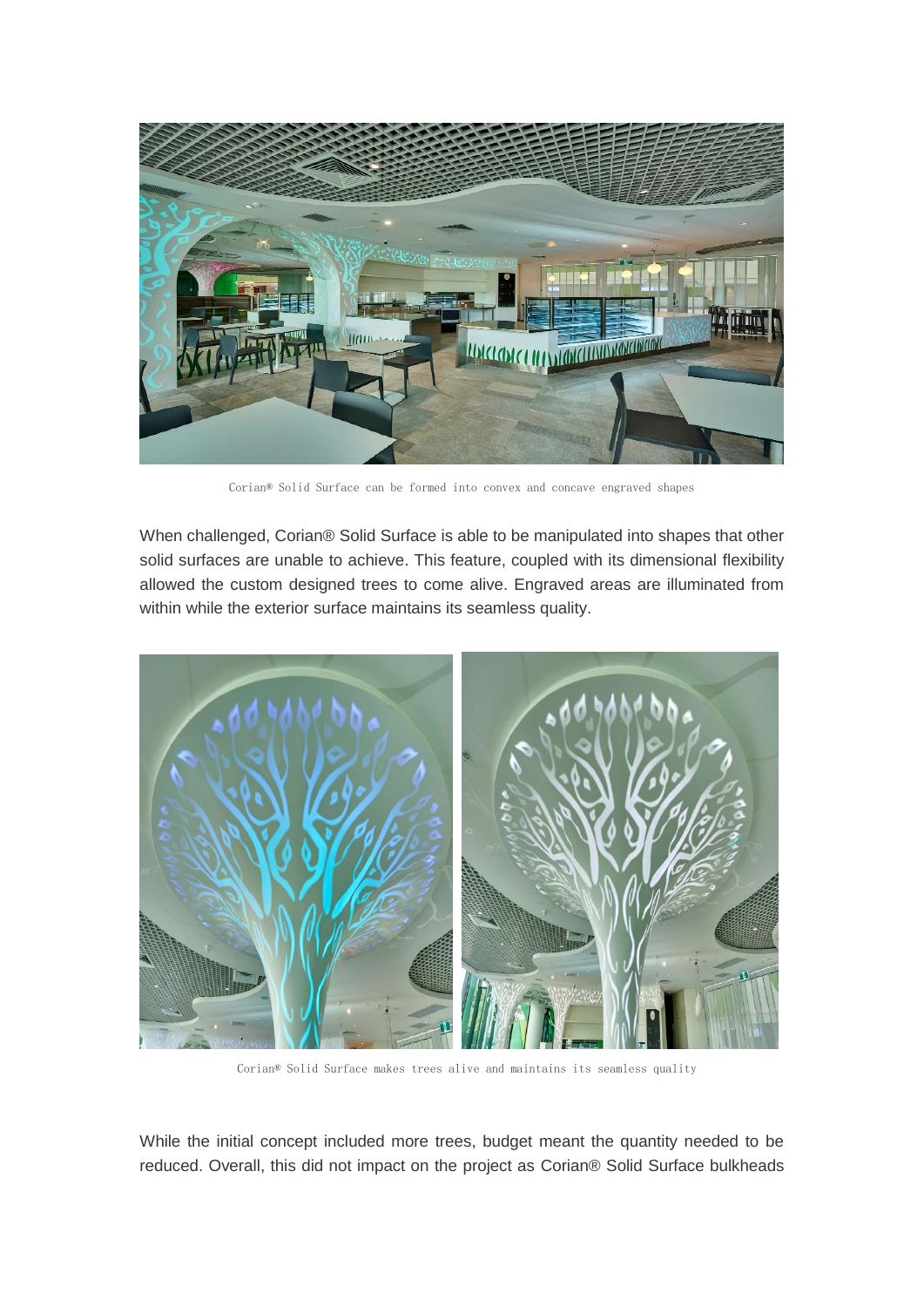Corian® Solid Surface can be formed into convex and concave engraved shapes

When challenged, Corian® Solid Surface is able to be manipulated into shapes that other solid surfaces are unable to achieve. This feature, coupled with its dimensional flexibility allowed the custom designed trees to come alive. Engraved areas are illuminated from within while the exterior surface maintains its seamless quality.

Corian® Solid Surface makes trees alive and maintains its seamless quality

While the initial concept included more trees, budget meant the quantity needed to be reduced. Overall, this did not impact on the project as Corian® Solid Surface bulkheads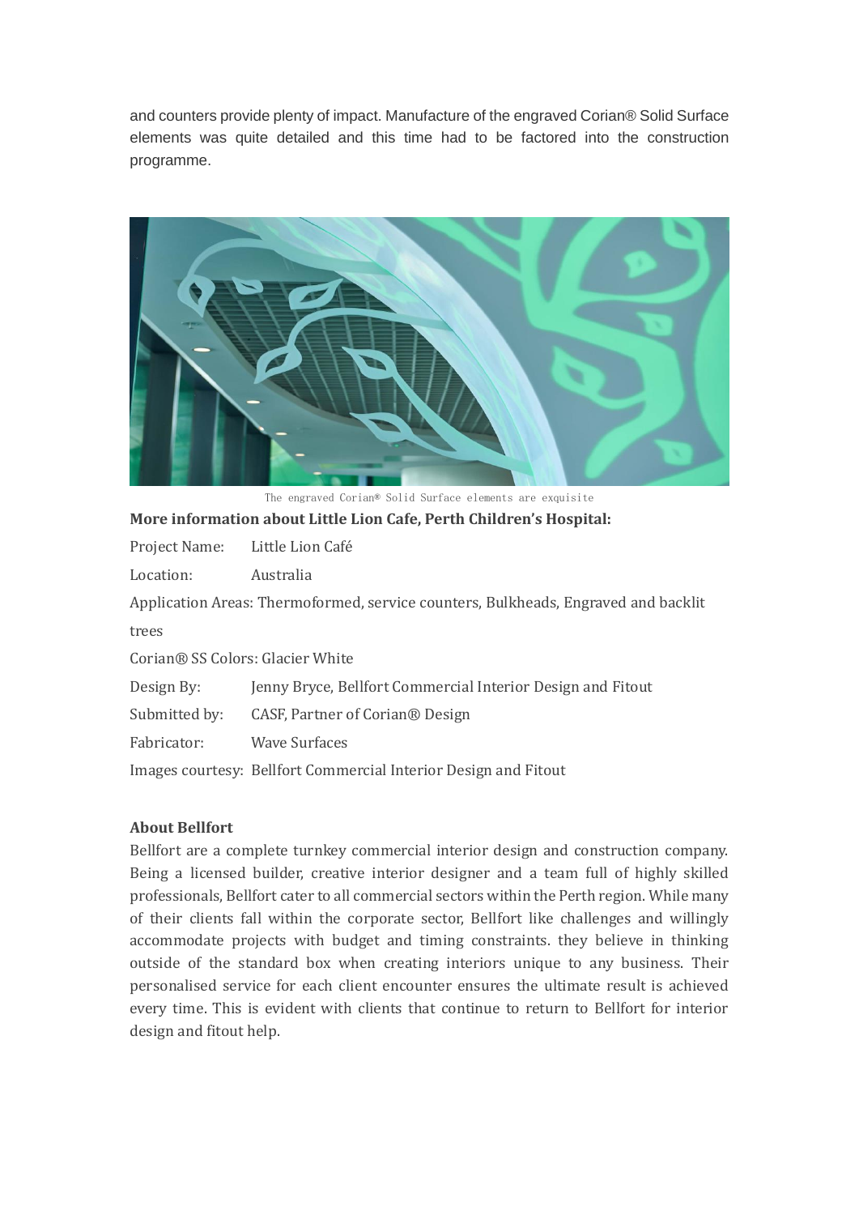and counters provide plenty of impact. Manufacture of the engraved Corian® Solid Surface elements was quite detailed and this time had to be factored into the construction programme.

The engraved Corian® Solid Surface elements are exquisite

**More information about Little Lion Cafe, Perth Children's Hospital:**

Project Name: Little Lion Café

Location: Australia

Application Areas: Thermoformed, service counters, Bulkheads, Engraved and backlit trees

Corian® SS Colors: Glacier White

Design By: Jenny Bryce, Bellfort Commercial Interior Design and Fitout

Submitted by: CASF, Partner of Corian® Design

Fabricator: Wave Surfaces

Images courtesy: Bellfort Commercial Interior Design and Fitout

**About Bellfort**

Bellfort are a complete turnkey commercial interior design and construction company. Being a licensed builder, creative interior designer and a team full of highly skilled professionals, Bellfort cater to all commercial sectors within the Perth region. While many of their clients fall within the corporate sector, Bellfort like challenges and willingly accommodate projects with budget and timing constraints. they believe in thinking outside of the standard box when creating interiors unique to any business. Their personalised service for each client encounter ensures the ultimate result is achieved every time. This is evident with clients that continue to return to Bellfort for interior design and fitout help.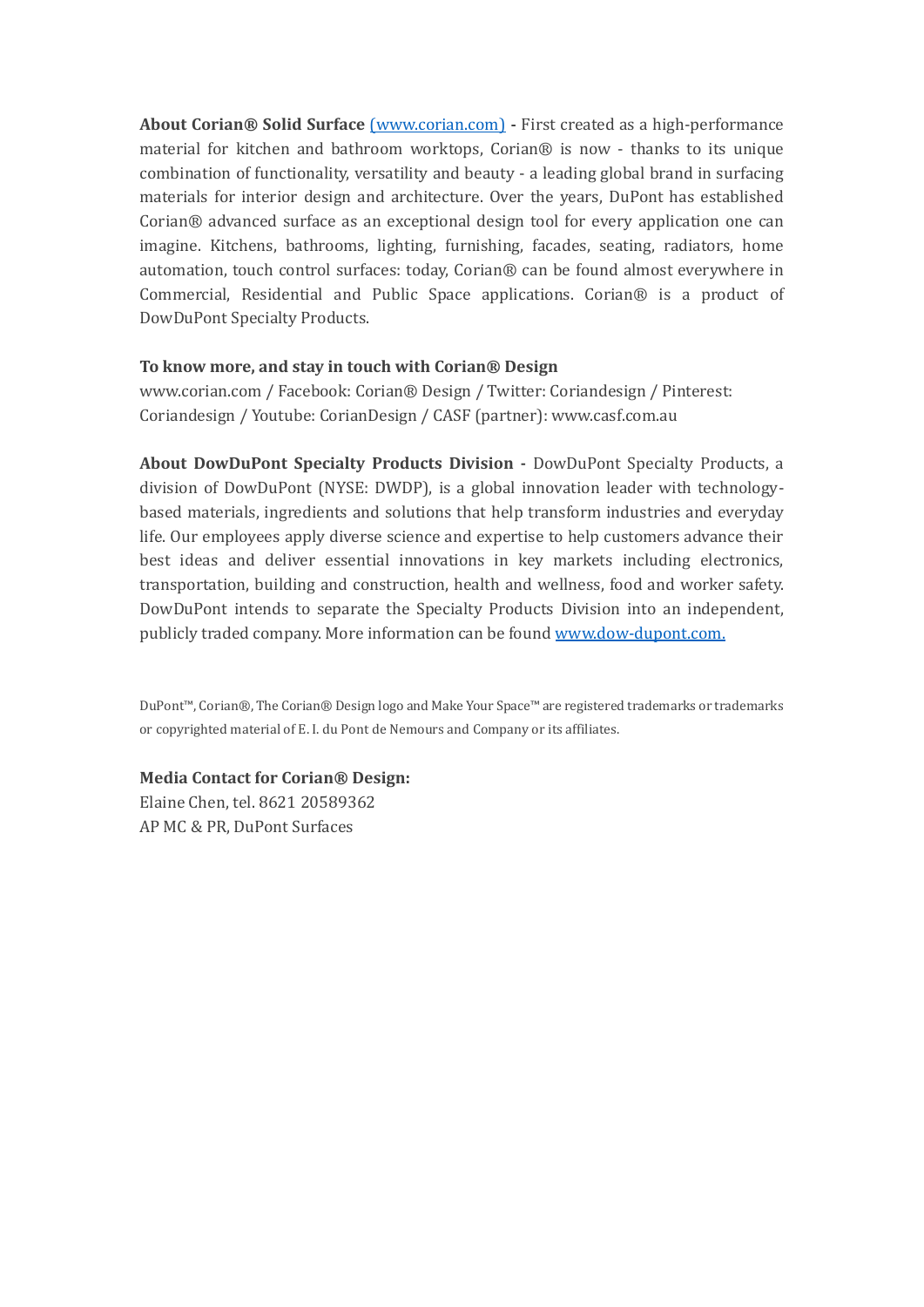**About Corian® Solid Surface** (www.corian.com) **-** First created as a high-performance material for kitchen and bathroom worktops, Corian® is now - thanks to its unique combination of functionality, versatility and beauty - a leading global brand in surfacing materials for interior design and architecture. Over the years, DuPont has established Corian® advanced surface as an exceptional design tool for every application one can imagine. Kitchens, bathrooms, lighting, furnishing, facades, seating, radiators, home automation, touch control surfaces: today, Corian® can be found almost everywhere in Commercial, Residential and Public Space applications. Corian® is a product of DowDuPont Specialty Products.

**To know more, and stay in touch with Corian® Design**
www.corian.com / Facebook: Corian® Design / Twitter: Coriandesign / Pinterest: Coriandesign / Youtube: CorianDesign / CASF (partner): www.casf.com.au

**About DowDuPont Specialty Products Division -** DowDuPont Specialty Products, a division of DowDuPont (NYSE: DWDP), is a global innovation leader with technology-based materials, ingredients and solutions that help transform industries and everyday life. Our employees apply diverse science and expertise to help customers advance their best ideas and deliver essential innovations in key markets including electronics, transportation, building and construction, health and wellness, food and worker safety. DowDuPont intends to separate the Specialty Products Division into an independent, publicly traded company. More information can be found www.dow-dupont.com.

DuPont™, Corian®, The Corian® Design logo and Make Your Space™ are registered trademarks or trademarks or copyrighted material of E. I. du Pont de Nemours and Company or its affiliates.

**Media Contact for Corian® Design:**
Elaine Chen, tel. 8621 20589362
AP MC & PR, DuPont Surfaces